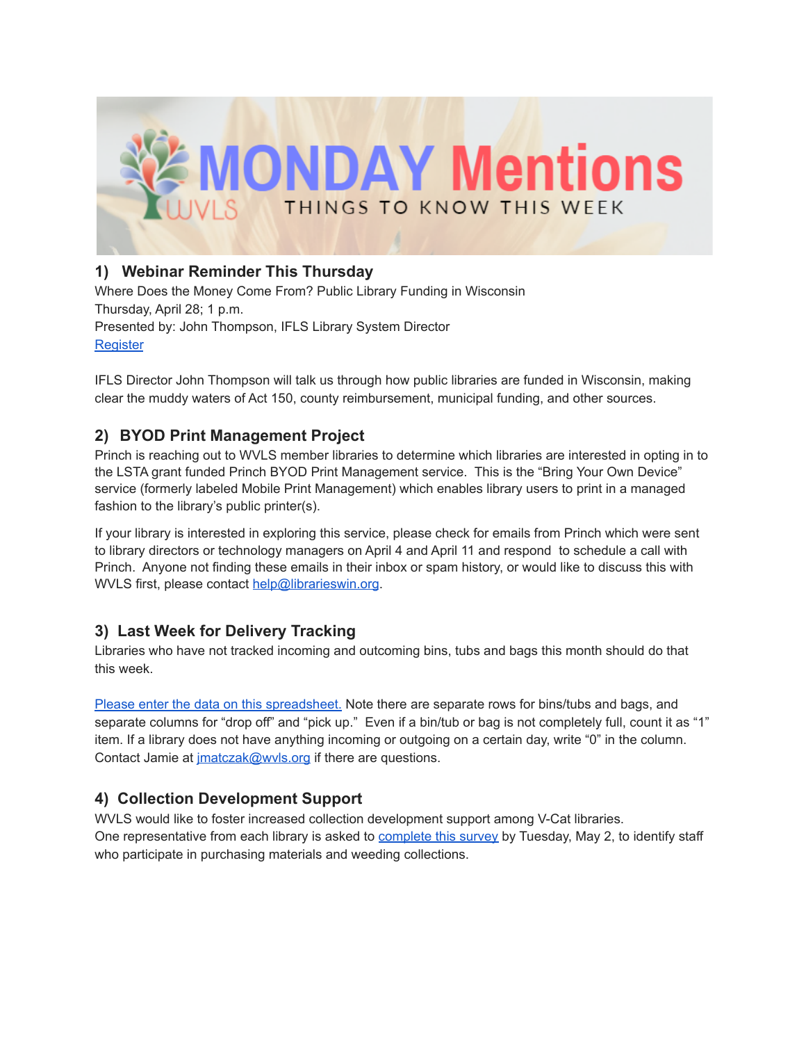# MONDAY Mentions

WVLS THINGS TO KNOW THIS WEEK

## 1) Webinar Reminder This Thursday

Where Does the Money Come From? Public Library Funding in Wisconsin
Thursday, April 28; 1 p.m.
Presented by: John Thompson, IFLS Library System Director
Register

IFLS Director John Thompson will talk us through how public libraries are funded in Wisconsin, making clear the muddy waters of Act 150, county reimbursement, municipal funding, and other sources.

## 2) BYOD Print Management Project

Princh is reaching out to WVLS member libraries to determine which libraries are interested in opting in to the LSTA grant funded Princh BYOD Print Management service. This is the "Bring Your Own Device" service (formerly labeled Mobile Print Management) which enables library users to print in a managed fashion to the library's public printer(s).

If your library is interested in exploring this service, please check for emails from Princh which were sent to library directors or technology managers on April 4 and April 11 and respond to schedule a call with Princh. Anyone not finding these emails in their inbox or spam history, or would like to discuss this with WVLS first, please contact help@librarieswin.org.

## 3) Last Week for Delivery Tracking

Libraries who have not tracked incoming and outcoming bins, tubs and bags this month should do that this week.

Please enter the data on this spreadsheet. Note there are separate rows for bins/tubs and bags, and separate columns for "drop off" and "pick up." Even if a bin/tub or bag is not completely full, count it as "1" item. If a library does not have anything incoming or outgoing on a certain day, write "0" in the column. Contact Jamie at jmatczak@wvls.org if there are questions.

## 4) Collection Development Support

WVLS would like to foster increased collection development support among V-Cat libraries.
One representative from each library is asked to complete this survey by Tuesday, May 2, to identify staff who participate in purchasing materials and weeding collections.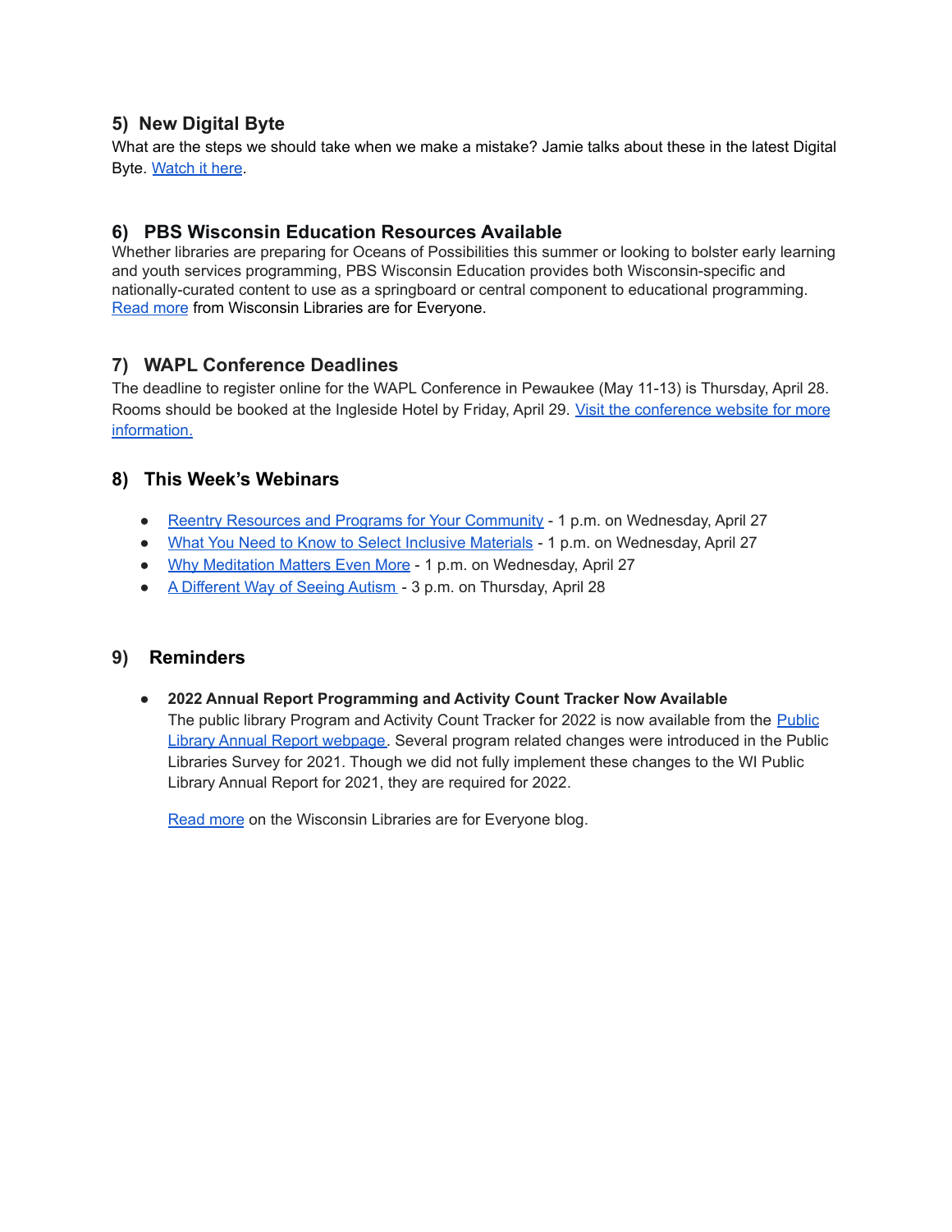## 5) New Digital Byte

What are the steps we should take when we make a mistake? Jamie talks about these in the latest Digital Byte. Watch it here.

## 6) PBS Wisconsin Education Resources Available

Whether libraries are preparing for Oceans of Possibilities this summer or looking to bolster early learning and youth services programming, PBS Wisconsin Education provides both Wisconsin-specific and nationally-curated content to use as a springboard or central component to educational programming. Read more from Wisconsin Libraries are for Everyone.

## 7) WAPL Conference Deadlines

The deadline to register online for the WAPL Conference in Pewaukee (May 11-13) is Thursday, April 28. Rooms should be booked at the Ingleside Hotel by Friday, April 29. Visit the conference website for more information.

## 8) This Week's Webinars

- Reentry Resources and Programs for Your Community - 1 p.m. on Wednesday, April 27
- What You Need to Know to Select Inclusive Materials - 1 p.m. on Wednesday, April 27
- Why Meditation Matters Even More - 1 p.m. on Wednesday, April 27
- A Different Way of Seeing Autism - 3 p.m. on Thursday, April 28

## 9) Reminders

- **2022 Annual Report Programming and Activity Count Tracker Now Available**
  The public library Program and Activity Count Tracker for 2022 is now available from the Public Library Annual Report webpage. Several program related changes were introduced in the Public Libraries Survey for 2021. Though we did not fully implement these changes to the WI Public Library Annual Report for 2021, they are required for 2022.

  Read more on the Wisconsin Libraries are for Everyone blog.